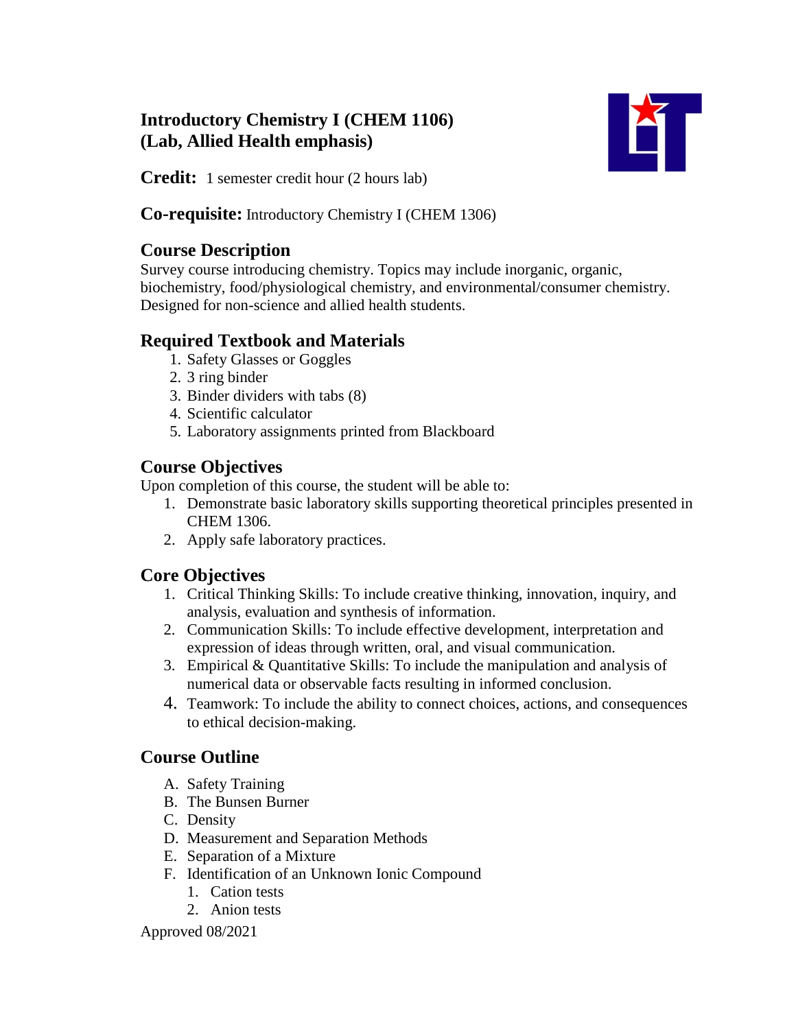# Introductory Chemistry I (CHEM 1106)
# (Lab, Allied Health emphasis)

**Credit:** 1 semester credit hour (2 hours lab)

**Co-requisite:** Introductory Chemistry I (CHEM 1306)

## Course Description

Survey course introducing chemistry. Topics may include inorganic, organic, biochemistry, food/physiological chemistry, and environmental/consumer chemistry. Designed for non-science and allied health students.

## Required Textbook and Materials

1. Safety Glasses or Goggles
2. 3 ring binder
3. Binder dividers with tabs (8)
4. Scientific calculator
5. Laboratory assignments printed from Blackboard

## Course Objectives

Upon completion of this course, the student will be able to:

1. Demonstrate basic laboratory skills supporting theoretical principles presented in CHEM 1306.
2. Apply safe laboratory practices.

## Core Objectives

1. Critical Thinking Skills: To include creative thinking, innovation, inquiry, and analysis, evaluation and synthesis of information.
2. Communication Skills: To include effective development, interpretation and expression of ideas through written, oral, and visual communication.
3. Empirical & Quantitative Skills: To include the manipulation and analysis of numerical data or observable facts resulting in informed conclusion.
4. Teamwork: To include the ability to connect choices, actions, and consequences to ethical decision-making.

## Course Outline

A. Safety Training
B. The Bunsen Burner
C. Density
D. Measurement and Separation Methods
E. Separation of a Mixture
F. Identification of an Unknown Ionic Compound
   1. Cation tests
   2. Anion tests

Approved 08/2021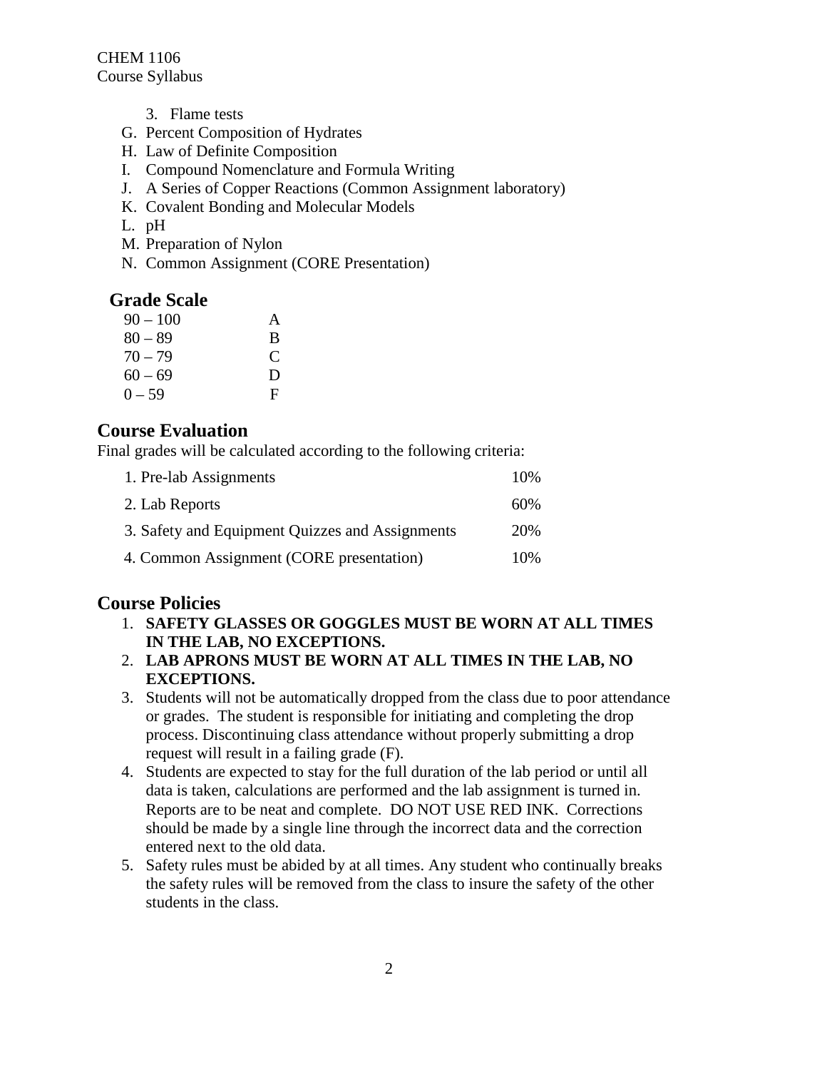3. Flame tests

G. Percent Composition of Hydrates
H. Law of Definite Composition
I. Compound Nomenclature and Formula Writing
J. A Series of Copper Reactions (Common Assignment laboratory)
K. Covalent Bonding and Molecular Models
L. pH
M. Preparation of Nylon
N. Common Assignment (CORE Presentation)

## Grade Scale

| | |
|---|---|
| 90 – 100 | A |
| 80 – 89 | B |
| 70 – 79 | C |
| 60 – 69 | D |
| 0 – 59 | F |

## Course Evaluation

Final grades will be calculated according to the following criteria:

| | |
|---|---|
| 1. Pre-lab Assignments | 10% |
| 2. Lab Reports | 60% |
| 3. Safety and Equipment Quizzes and Assignments | 20% |
| 4. Common Assignment (CORE presentation) | 10% |

## Course Policies

1. **SAFETY GLASSES OR GOGGLES MUST BE WORN AT ALL TIMES IN THE LAB, NO EXCEPTIONS.**
2. **LAB APRONS MUST BE WORN AT ALL TIMES IN THE LAB, NO EXCEPTIONS.**
3. Students will not be automatically dropped from the class due to poor attendance or grades. The student is responsible for initiating and completing the drop process. Discontinuing class attendance without properly submitting a drop request will result in a failing grade (F).
4. Students are expected to stay for the full duration of the lab period or until all data is taken, calculations are performed and the lab assignment is turned in. Reports are to be neat and complete. DO NOT USE RED INK. Corrections should be made by a single line through the incorrect data and the correction entered next to the old data.
5. Safety rules must be abided by at all times. Any student who continually breaks the safety rules will be removed from the class to insure the safety of the other students in the class.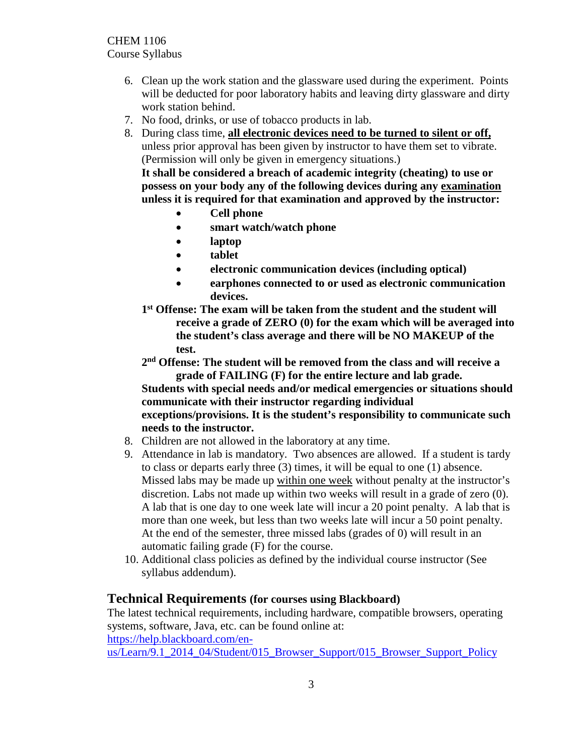6. Clean up the work station and the glassware used during the experiment. Points will be deducted for poor laboratory habits and leaving dirty glassware and dirty work station behind.
7. No food, drinks, or use of tobacco products in lab.
8. During class time, **all electronic devices need to be turned to silent or off,** unless prior approval has been given by instructor to have them set to vibrate. (Permission will only be given in emergency situations.)

   **It shall be considered a breach of academic integrity (cheating) to use or possess on your body any of the following devices during any examination unless it is required for that examination and approved by the instructor:**

   - **Cell phone**
   - **smart watch/watch phone**
   - **laptop**
   - **tablet**
   - **electronic communication devices (including optical)**
   - **earphones connected to or used as electronic communication devices.**

   **1st Offense: The exam will be taken from the student and the student will receive a grade of ZERO (0) for the exam which will be averaged into the student's class average and there will be NO MAKEUP of the test.**

   **2nd Offense: The student will be removed from the class and will receive a grade of FAILING (F) for the entire lecture and lab grade.**

   **Students with special needs and/or medical emergencies or situations should communicate with their instructor regarding individual exceptions/provisions. It is the student's responsibility to communicate such needs to the instructor.**
8. Children are not allowed in the laboratory at any time.
9. Attendance in lab is mandatory. Two absences are allowed. If a student is tardy to class or departs early three (3) times, it will be equal to one (1) absence. Missed labs may be made up within one week without penalty at the instructor's discretion. Labs not made up within two weeks will result in a grade of zero (0). A lab that is one day to one week late will incur a 20 point penalty. A lab that is more than one week, but less than two weeks late will incur a 50 point penalty. At the end of the semester, three missed labs (grades of 0) will result in an automatic failing grade (F) for the course.
10. Additional class policies as defined by the individual course instructor (See syllabus addendum).

## Technical Requirements (for courses using Blackboard)

The latest technical requirements, including hardware, compatible browsers, operating systems, software, Java, etc. can be found online at:
https://help.blackboard.com/en-us/Learn/9.1_2014_04/Student/015_Browser_Support/015_Browser_Support_Policy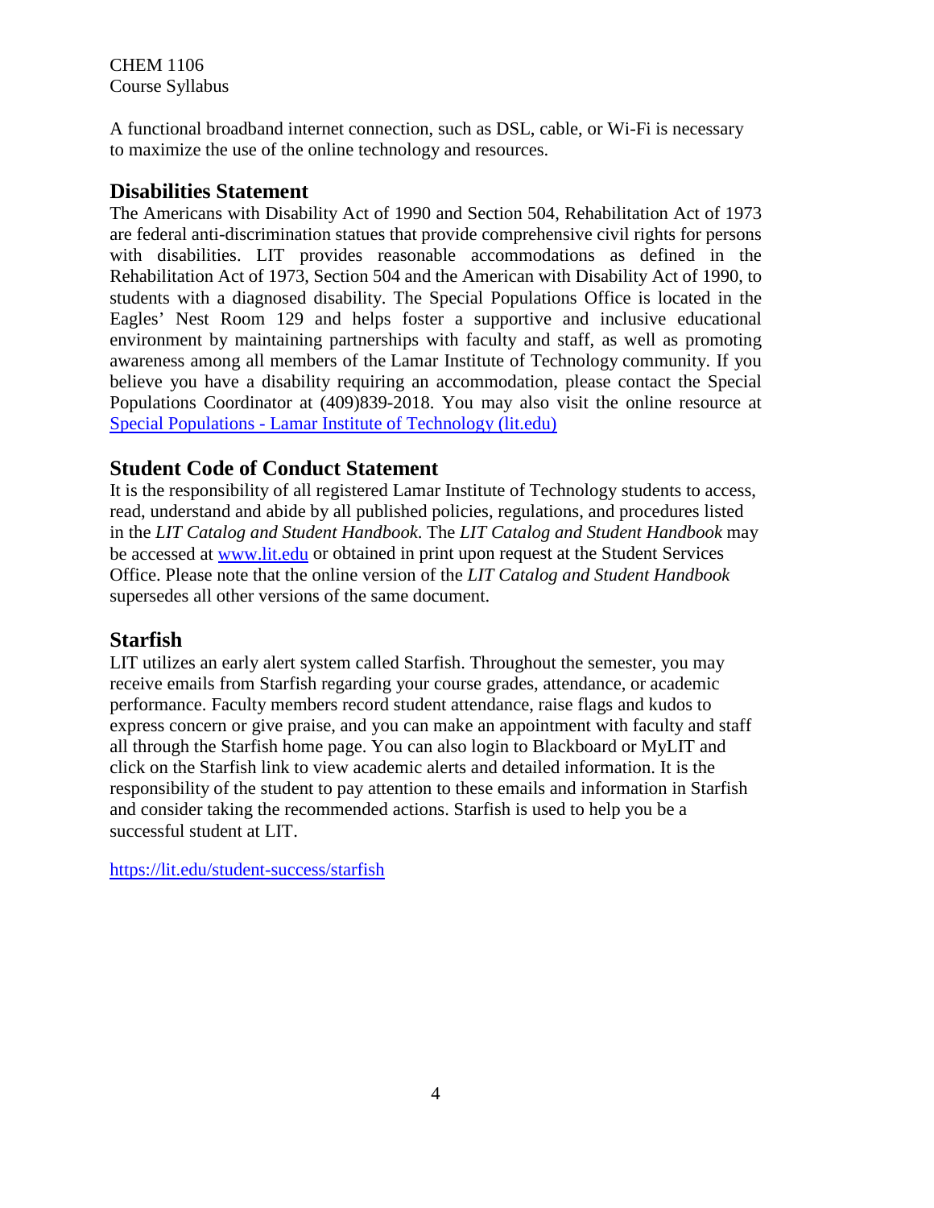A functional broadband internet connection, such as DSL, cable, or Wi-Fi is necessary to maximize the use of the online technology and resources.

## Disabilities Statement

The Americans with Disability Act of 1990 and Section 504, Rehabilitation Act of 1973 are federal anti-discrimination statues that provide comprehensive civil rights for persons with disabilities. LIT provides reasonable accommodations as defined in the Rehabilitation Act of 1973, Section 504 and the American with Disability Act of 1990, to students with a diagnosed disability. The Special Populations Office is located in the Eagles' Nest Room 129 and helps foster a supportive and inclusive educational environment by maintaining partnerships with faculty and staff, as well as promoting awareness among all members of the Lamar Institute of Technology community. If you believe you have a disability requiring an accommodation, please contact the Special Populations Coordinator at (409)839-2018. You may also visit the online resource at [Special Populations - Lamar Institute of Technology (lit.edu)](https://lit.edu)

## Student Code of Conduct Statement

It is the responsibility of all registered Lamar Institute of Technology students to access, read, understand and abide by all published policies, regulations, and procedures listed in the *LIT Catalog and Student Handbook*. The *LIT Catalog and Student Handbook* may be accessed at [www.lit.edu](http://www.lit.edu) or obtained in print upon request at the Student Services Office. Please note that the online version of the *LIT Catalog and Student Handbook* supersedes all other versions of the same document.

## Starfish

LIT utilizes an early alert system called Starfish. Throughout the semester, you may receive emails from Starfish regarding your course grades, attendance, or academic performance. Faculty members record student attendance, raise flags and kudos to express concern or give praise, and you can make an appointment with faculty and staff all through the Starfish home page. You can also login to Blackboard or MyLIT and click on the Starfish link to view academic alerts and detailed information. It is the responsibility of the student to pay attention to these emails and information in Starfish and consider taking the recommended actions. Starfish is used to help you be a successful student at LIT.

https://lit.edu/student-success/starfish